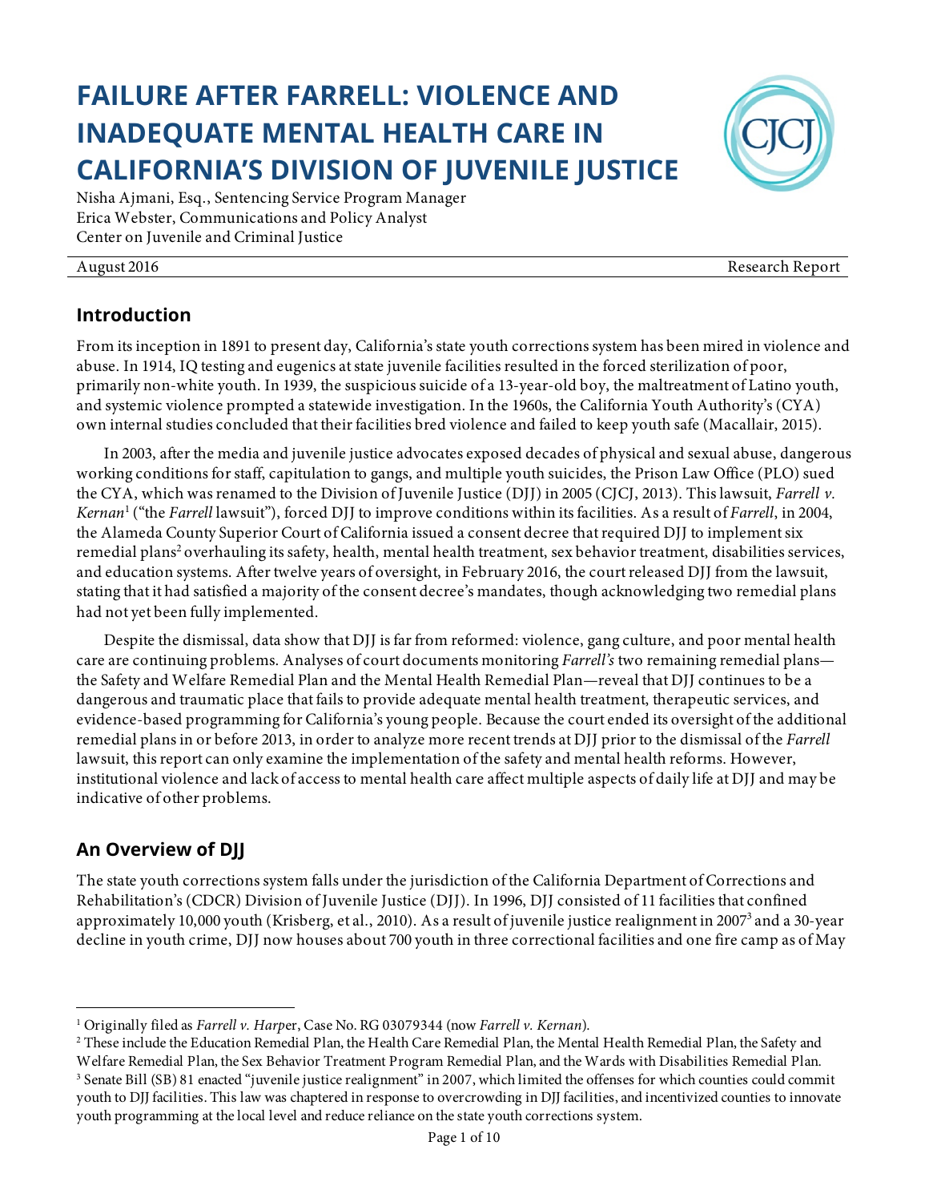# FAILURE AFTER FARRELL: VIOLENCE AND INADEQUATE MENTAL HEALTH CARE IN CALIFORNIA'S DIVISION OF JUVENILE JUSTICE

Nisha Ajmani, Esq., Sentencing Service Program Manager
Erica Webster, Communications and Policy Analyst
Center on Juvenile and Criminal Justice

August 2016 — Research Report

## Introduction

From its inception in 1891 to present day, California's state youth corrections system has been mired in violence and abuse. In 1914, IQ testing and eugenics at state juvenile facilities resulted in the forced sterilization of poor, primarily non-white youth. In 1939, the suspicious suicide of a 13-year-old boy, the maltreatment of Latino youth, and systemic violence prompted a statewide investigation. In the 1960s, the California Youth Authority's (CYA) own internal studies concluded that their facilities bred violence and failed to keep youth safe (Macallair, 2015).

In 2003, after the media and juvenile justice advocates exposed decades of physical and sexual abuse, dangerous working conditions for staff, capitulation to gangs, and multiple youth suicides, the Prison Law Office (PLO) sued the CYA, which was renamed to the Division of Juvenile Justice (DJJ) in 2005 (CJCJ, 2013). This lawsuit, *Farrell v. Kernan*[1] ("the *Farrell* lawsuit"), forced DJJ to improve conditions within its facilities. As a result of *Farrell*, in 2004, the Alameda County Superior Court of California issued a consent decree that required DJJ to implement six remedial plans[2] overhauling its safety, health, mental health treatment, sex behavior treatment, disabilities services, and education systems. After twelve years of oversight, in February 2016, the court released DJJ from the lawsuit, stating that it had satisfied a majority of the consent decree's mandates, though acknowledging two remedial plans had not yet been fully implemented.

Despite the dismissal, data show that DJJ is far from reformed: violence, gang culture, and poor mental health care are continuing problems. Analyses of court documents monitoring *Farrell's* two remaining remedial plans—the Safety and Welfare Remedial Plan and the Mental Health Remedial Plan—reveal that DJJ continues to be a dangerous and traumatic place that fails to provide adequate mental health treatment, therapeutic services, and evidence-based programming for California's young people. Because the court ended its oversight of the additional remedial plans in or before 2013, in order to analyze more recent trends at DJJ prior to the dismissal of the *Farrell* lawsuit, this report can only examine the implementation of the safety and mental health reforms. However, institutional violence and lack of access to mental health care affect multiple aspects of daily life at DJJ and may be indicative of other problems.

## An Overview of DJJ

The state youth corrections system falls under the jurisdiction of the California Department of Corrections and Rehabilitation's (CDCR) Division of Juvenile Justice (DJJ). In 1996, DJJ consisted of 11 facilities that confined approximately 10,000 youth (Krisberg, et al., 2010). As a result of juvenile justice realignment in 2007[3] and a 30-year decline in youth crime, DJJ now houses about 700 youth in three correctional facilities and one fire camp as of May

---

[1] Originally filed as *Farrell v. Harper*, Case No. RG 03079344 (now *Farrell v. Kernan*).

[2] These include the Education Remedial Plan, the Health Care Remedial Plan, the Mental Health Remedial Plan, the Safety and Welfare Remedial Plan, the Sex Behavior Treatment Program Remedial Plan, and the Wards with Disabilities Remedial Plan.

[3] Senate Bill (SB) 81 enacted "juvenile justice realignment" in 2007, which limited the offenses for which counties could commit youth to DJJ facilities. This law was chaptered in response to overcrowding in DJJ facilities, and incentivized counties to innovate youth programming at the local level and reduce reliance on the state youth corrections system.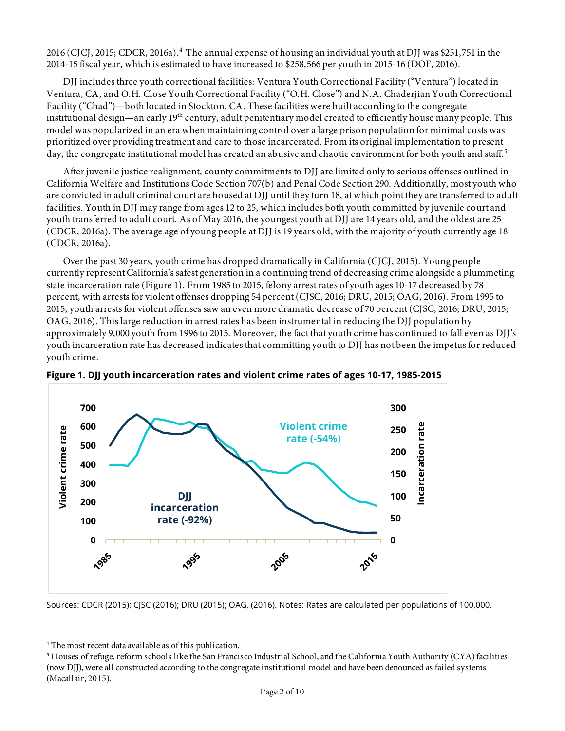2016 (CJCJ, 2015; CDCR, 2016a).[4] The annual expense of housing an individual youth at DJJ was $251,751 in the 2014-15 fiscal year, which is estimated to have increased to $258,566 per youth in 2015-16 (DOF, 2016).

DJJ includes three youth correctional facilities: Ventura Youth Correctional Facility ("Ventura") located in Ventura, CA, and O.H. Close Youth Correctional Facility ("O.H. Close") and N.A. Chaderjian Youth Correctional Facility ("Chad")—both located in Stockton, CA. These facilities were built according to the congregate institutional design—an early 19th century, adult penitentiary model created to efficiently house many people. This model was popularized in an era when maintaining control over a large prison population for minimal costs was prioritized over providing treatment and care to those incarcerated. From its original implementation to present day, the congregate institutional model has created an abusive and chaotic environment for both youth and staff.[5]

After juvenile justice realignment, county commitments to DJJ are limited only to serious offenses outlined in California Welfare and Institutions Code Section 707(b) and Penal Code Section 290. Additionally, most youth who are convicted in adult criminal court are housed at DJJ until they turn 18, at which point they are transferred to adult facilities. Youth in DJJ may range from ages 12 to 25, which includes both youth committed by juvenile court and youth transferred to adult court. As of May 2016, the youngest youth at DJJ are 14 years old, and the oldest are 25 (CDCR, 2016a). The average age of young people at DJJ is 19 years old, with the majority of youth currently age 18 (CDCR, 2016a).

Over the past 30 years, youth crime has dropped dramatically in California (CJCJ, 2015). Young people currently represent California's safest generation in a continuing trend of decreasing crime alongside a plummeting state incarceration rate (Figure 1). From 1985 to 2015, felony arrest rates of youth ages 10-17 decreased by 78 percent, with arrests for violent offenses dropping 54 percent (CJSC, 2016; DRU, 2015; OAG, 2016). From 1995 to 2015, youth arrests for violent offenses saw an even more dramatic decrease of 70 percent (CJSC, 2016; DRU, 2015; OAG, 2016). This large reduction in arrest rates has been instrumental in reducing the DJJ population by approximately 9,000 youth from 1996 to 2015. Moreover, the fact that youth crime has continued to fall even as DJJ's youth incarceration rate has decreased indicates that committing youth to DJJ has not been the impetus for reduced youth crime.

**Figure 1. DJJ youth incarceration rates and violent crime rates of ages 10-17, 1985-2015**

Sources: CDCR (2015); CJSC (2016); DRU (2015); OAG, (2016). Notes: Rates are calculated per populations of 100,000.

---

[4] The most recent data available as of this publication.

[5] Houses of refuge, reform schools like the San Francisco Industrial School, and the California Youth Authority (CYA) facilities (now DJJ), were all constructed according to the congregate institutional model and have been denounced as failed systems (Macallair, 2015).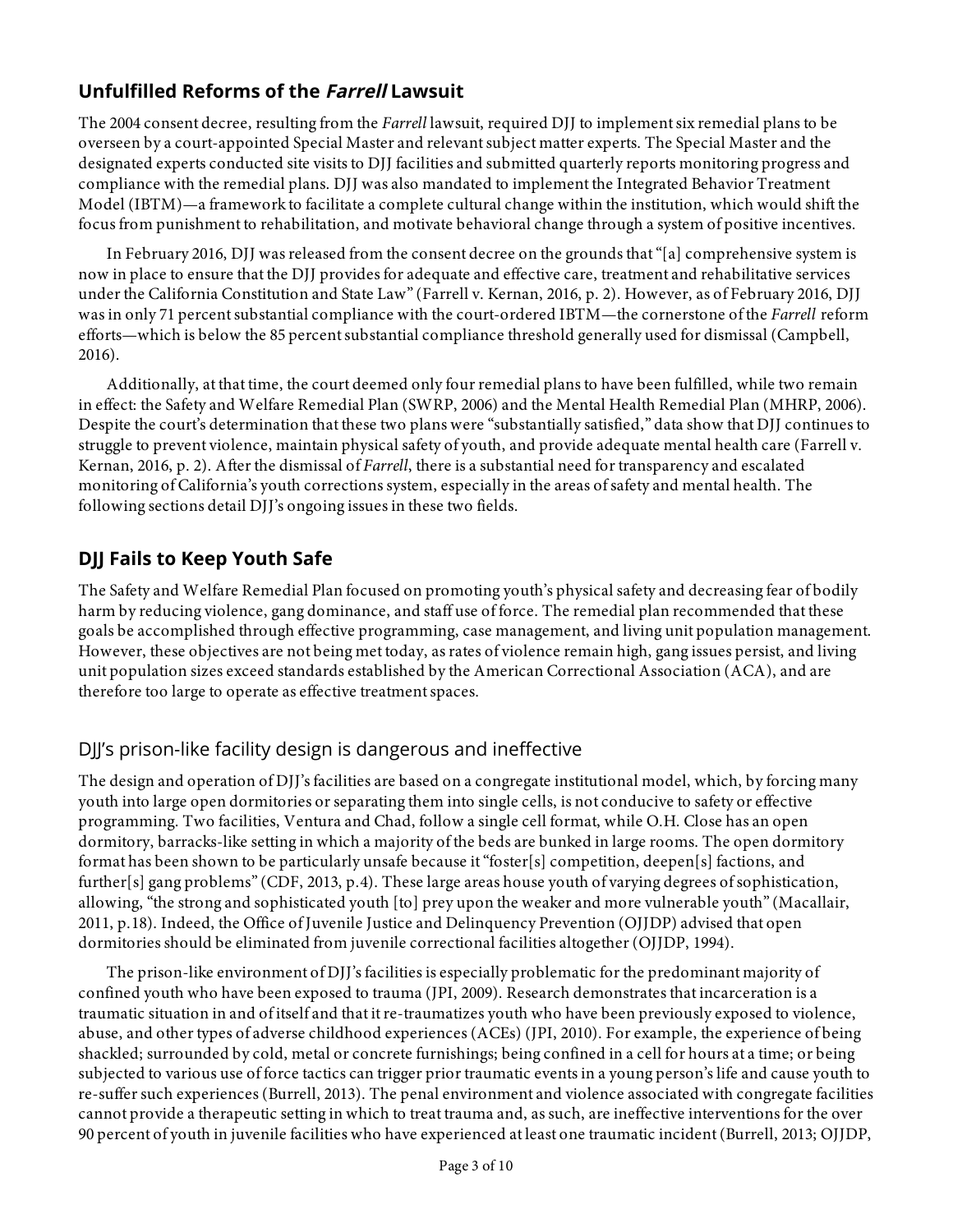## Unfulfilled Reforms of the *Farrell* Lawsuit

The 2004 consent decree, resulting from the *Farrell* lawsuit, required DJJ to implement six remedial plans to be overseen by a court-appointed Special Master and relevant subject matter experts. The Special Master and the designated experts conducted site visits to DJJ facilities and submitted quarterly reports monitoring progress and compliance with the remedial plans. DJJ was also mandated to implement the Integrated Behavior Treatment Model (IBTM)—a framework to facilitate a complete cultural change within the institution, which would shift the focus from punishment to rehabilitation, and motivate behavioral change through a system of positive incentives.

In February 2016, DJJ was released from the consent decree on the grounds that "[a] comprehensive system is now in place to ensure that the DJJ provides for adequate and effective care, treatment and rehabilitative services under the California Constitution and State Law" (Farrell v. Kernan, 2016, p. 2). However, as of February 2016, DJJ was in only 71 percent substantial compliance with the court-ordered IBTM—the cornerstone of the *Farrell* reform efforts—which is below the 85 percent substantial compliance threshold generally used for dismissal (Campbell, 2016).

Additionally, at that time, the court deemed only four remedial plans to have been fulfilled, while two remain in effect: the Safety and Welfare Remedial Plan (SWRP, 2006) and the Mental Health Remedial Plan (MHRP, 2006). Despite the court's determination that these two plans were "substantially satisfied," data show that DJJ continues to struggle to prevent violence, maintain physical safety of youth, and provide adequate mental health care (Farrell v. Kernan, 2016, p. 2). After the dismissal of *Farrell*, there is a substantial need for transparency and escalated monitoring of California's youth corrections system, especially in the areas of safety and mental health. The following sections detail DJJ's ongoing issues in these two fields.

## DJJ Fails to Keep Youth Safe

The Safety and Welfare Remedial Plan focused on promoting youth's physical safety and decreasing fear of bodily harm by reducing violence, gang dominance, and staff use of force. The remedial plan recommended that these goals be accomplished through effective programming, case management, and living unit population management. However, these objectives are not being met today, as rates of violence remain high, gang issues persist, and living unit population sizes exceed standards established by the American Correctional Association (ACA), and are therefore too large to operate as effective treatment spaces.

### DJJ's prison-like facility design is dangerous and ineffective

The design and operation of DJJ's facilities are based on a congregate institutional model, which, by forcing many youth into large open dormitories or separating them into single cells, is not conducive to safety or effective programming. Two facilities, Ventura and Chad, follow a single cell format, while O.H. Close has an open dormitory, barracks-like setting in which a majority of the beds are bunked in large rooms. The open dormitory format has been shown to be particularly unsafe because it "foster[s] competition, deepen[s] factions, and further[s] gang problems" (CDF, 2013, p.4). These large areas house youth of varying degrees of sophistication, allowing, "the strong and sophisticated youth [to] prey upon the weaker and more vulnerable youth" (Macallair, 2011, p.18). Indeed, the Office of Juvenile Justice and Delinquency Prevention (OJJDP) advised that open dormitories should be eliminated from juvenile correctional facilities altogether (OJJDP, 1994).

The prison-like environment of DJJ's facilities is especially problematic for the predominant majority of confined youth who have been exposed to trauma (JPI, 2009). Research demonstrates that incarceration is a traumatic situation in and of itself and that it re-traumatizes youth who have been previously exposed to violence, abuse, and other types of adverse childhood experiences (ACEs) (JPI, 2010). For example, the experience of being shackled; surrounded by cold, metal or concrete furnishings; being confined in a cell for hours at a time; or being subjected to various use of force tactics can trigger prior traumatic events in a young person's life and cause youth to re-suffer such experiences (Burrell, 2013). The penal environment and violence associated with congregate facilities cannot provide a therapeutic setting in which to treat trauma and, as such, are ineffective interventions for the over 90 percent of youth in juvenile facilities who have experienced at least one traumatic incident (Burrell, 2013; OJJDP,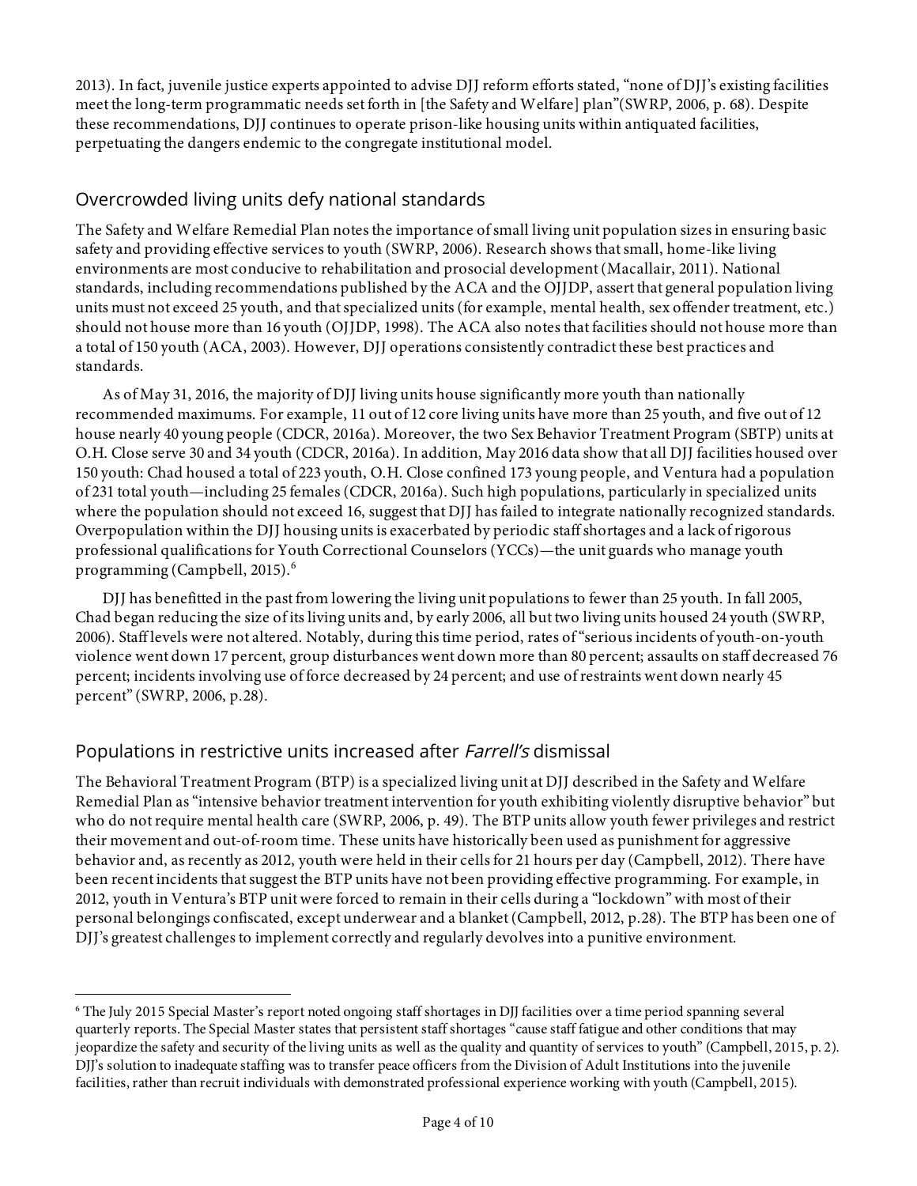2013). In fact, juvenile justice experts appointed to advise DJJ reform efforts stated, "none of DJJ's existing facilities meet the long-term programmatic needs set forth in [the Safety and Welfare] plan"(SWRP, 2006, p. 68). Despite these recommendations, DJJ continues to operate prison-like housing units within antiquated facilities, perpetuating the dangers endemic to the congregate institutional model.

## Overcrowded living units defy national standards

The Safety and Welfare Remedial Plan notes the importance of small living unit population sizes in ensuring basic safety and providing effective services to youth (SWRP, 2006). Research shows that small, home-like living environments are most conducive to rehabilitation and prosocial development (Macallair, 2011). National standards, including recommendations published by the ACA and the OJJDP, assert that general population living units must not exceed 25 youth, and that specialized units (for example, mental health, sex offender treatment, etc.) should not house more than 16 youth (OJJDP, 1998). The ACA also notes that facilities should not house more than a total of 150 youth (ACA, 2003). However, DJJ operations consistently contradict these best practices and standards.

As of May 31, 2016, the majority of DJJ living units house significantly more youth than nationally recommended maximums. For example, 11 out of 12 core living units have more than 25 youth, and five out of 12 house nearly 40 young people (CDCR, 2016a). Moreover, the two Sex Behavior Treatment Program (SBTP) units at O.H. Close serve 30 and 34 youth (CDCR, 2016a). In addition, May 2016 data show that all DJJ facilities housed over 150 youth: Chad housed a total of 223 youth, O.H. Close confined 173 young people, and Ventura had a population of 231 total youth—including 25 females (CDCR, 2016a). Such high populations, particularly in specialized units where the population should not exceed 16, suggest that DJJ has failed to integrate nationally recognized standards. Overpopulation within the DJJ housing units is exacerbated by periodic staff shortages and a lack of rigorous professional qualifications for Youth Correctional Counselors (YCCs)—the unit guards who manage youth programming (Campbell, 2015).[6]

DJJ has benefitted in the past from lowering the living unit populations to fewer than 25 youth. In fall 2005, Chad began reducing the size of its living units and, by early 2006, all but two living units housed 24 youth (SWRP, 2006). Staff levels were not altered. Notably, during this time period, rates of "serious incidents of youth-on-youth violence went down 17 percent, group disturbances went down more than 80 percent; assaults on staff decreased 76 percent; incidents involving use of force decreased by 24 percent; and use of restraints went down nearly 45 percent" (SWRP, 2006, p.28).

## Populations in restrictive units increased after *Farrell's* dismissal

The Behavioral Treatment Program (BTP) is a specialized living unit at DJJ described in the Safety and Welfare Remedial Plan as "intensive behavior treatment intervention for youth exhibiting violently disruptive behavior" but who do not require mental health care (SWRP, 2006, p. 49). The BTP units allow youth fewer privileges and restrict their movement and out-of-room time. These units have historically been used as punishment for aggressive behavior and, as recently as 2012, youth were held in their cells for 21 hours per day (Campbell, 2012). There have been recent incidents that suggest the BTP units have not been providing effective programming. For example, in 2012, youth in Ventura's BTP unit were forced to remain in their cells during a "lockdown" with most of their personal belongings confiscated, except underwear and a blanket (Campbell, 2012, p.28). The BTP has been one of DJJ's greatest challenges to implement correctly and regularly devolves into a punitive environment.

---

[6] The July 2015 Special Master's report noted ongoing staff shortages in DJJ facilities over a time period spanning several quarterly reports. The Special Master states that persistent staff shortages "cause staff fatigue and other conditions that may jeopardize the safety and security of the living units as well as the quality and quantity of services to youth" (Campbell, 2015, p. 2). DJJ's solution to inadequate staffing was to transfer peace officers from the Division of Adult Institutions into the juvenile facilities, rather than recruit individuals with demonstrated professional experience working with youth (Campbell, 2015).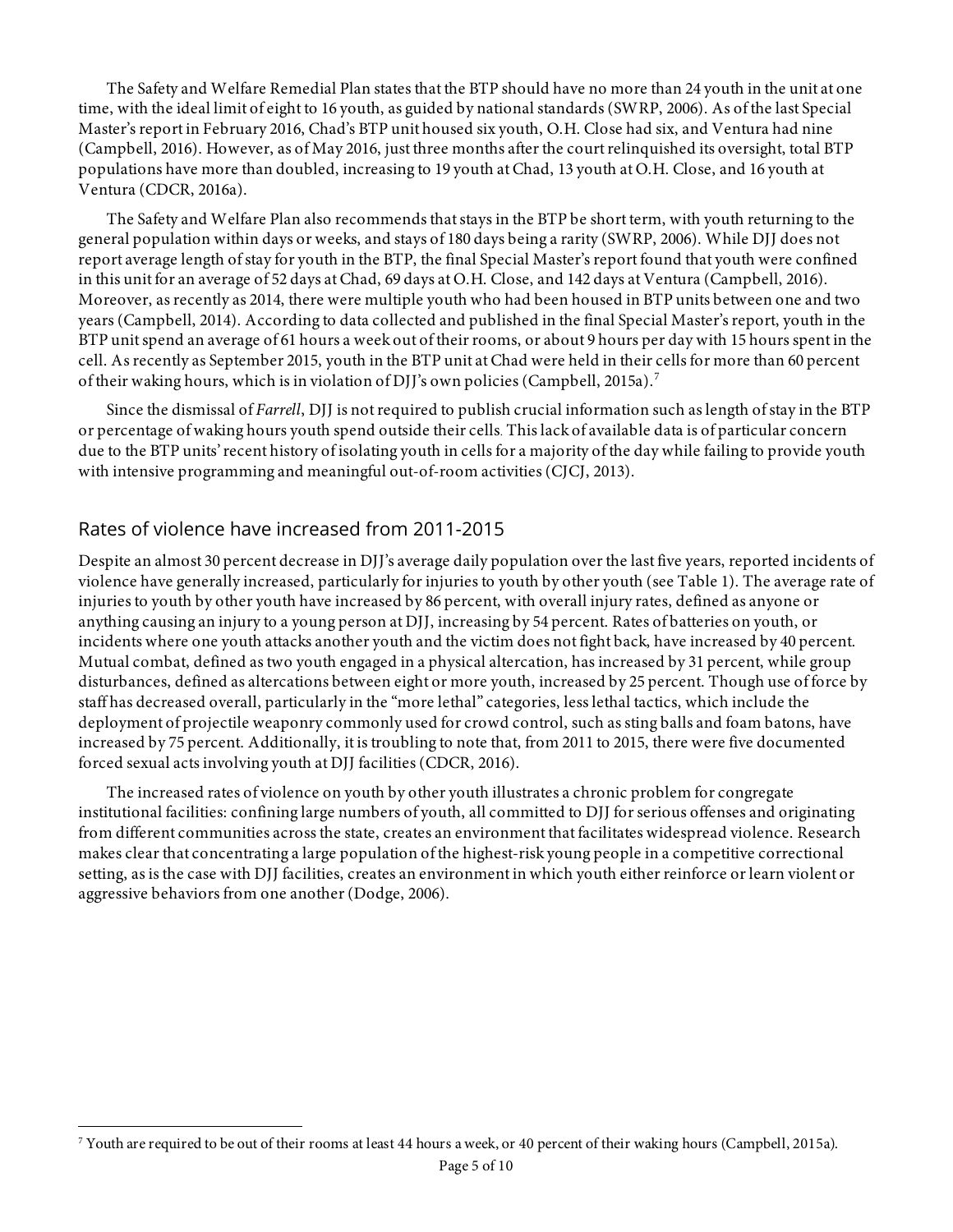The Safety and Welfare Remedial Plan states that the BTP should have no more than 24 youth in the unit at one time, with the ideal limit of eight to 16 youth, as guided by national standards (SWRP, 2006). As of the last Special Master's report in February 2016, Chad's BTP unit housed six youth, O.H. Close had six, and Ventura had nine (Campbell, 2016). However, as of May 2016, just three months after the court relinquished its oversight, total BTP populations have more than doubled, increasing to 19 youth at Chad, 13 youth at O.H. Close, and 16 youth at Ventura (CDCR, 2016a).

The Safety and Welfare Plan also recommends that stays in the BTP be short term, with youth returning to the general population within days or weeks, and stays of 180 days being a rarity (SWRP, 2006). While DJJ does not report average length of stay for youth in the BTP, the final Special Master's report found that youth were confined in this unit for an average of 52 days at Chad, 69 days at O.H. Close, and 142 days at Ventura (Campbell, 2016). Moreover, as recently as 2014, there were multiple youth who had been housed in BTP units between one and two years (Campbell, 2014). According to data collected and published in the final Special Master's report, youth in the BTP unit spend an average of 61 hours a week out of their rooms, or about 9 hours per day with 15 hours spent in the cell. As recently as September 2015, youth in the BTP unit at Chad were held in their cells for more than 60 percent of their waking hours, which is in violation of DJJ's own policies (Campbell, 2015a).[7]

Since the dismissal of *Farrell*, DJJ is not required to publish crucial information such as length of stay in the BTP or percentage of waking hours youth spend outside their cells. This lack of available data is of particular concern due to the BTP units' recent history of isolating youth in cells for a majority of the day while failing to provide youth with intensive programming and meaningful out-of-room activities (CJCJ, 2013).

## Rates of violence have increased from 2011-2015

Despite an almost 30 percent decrease in DJJ's average daily population over the last five years, reported incidents of violence have generally increased, particularly for injuries to youth by other youth (see Table 1). The average rate of injuries to youth by other youth have increased by 86 percent, with overall injury rates, defined as anyone or anything causing an injury to a young person at DJJ, increasing by 54 percent. Rates of batteries on youth, or incidents where one youth attacks another youth and the victim does not fight back, have increased by 40 percent. Mutual combat, defined as two youth engaged in a physical altercation, has increased by 31 percent, while group disturbances, defined as altercations between eight or more youth, increased by 25 percent. Though use of force by staff has decreased overall, particularly in the "more lethal" categories, less lethal tactics, which include the deployment of projectile weaponry commonly used for crowd control, such as sting balls and foam batons, have increased by 75 percent. Additionally, it is troubling to note that, from 2011 to 2015, there were five documented forced sexual acts involving youth at DJJ facilities (CDCR, 2016).

The increased rates of violence on youth by other youth illustrates a chronic problem for congregate institutional facilities: confining large numbers of youth, all committed to DJJ for serious offenses and originating from different communities across the state, creates an environment that facilitates widespread violence. Research makes clear that concentrating a large population of the highest-risk young people in a competitive correctional setting, as is the case with DJJ facilities, creates an environment in which youth either reinforce or learn violent or aggressive behaviors from one another (Dodge, 2006).

---

[7] Youth are required to be out of their rooms at least 44 hours a week, or 40 percent of their waking hours (Campbell, 2015a).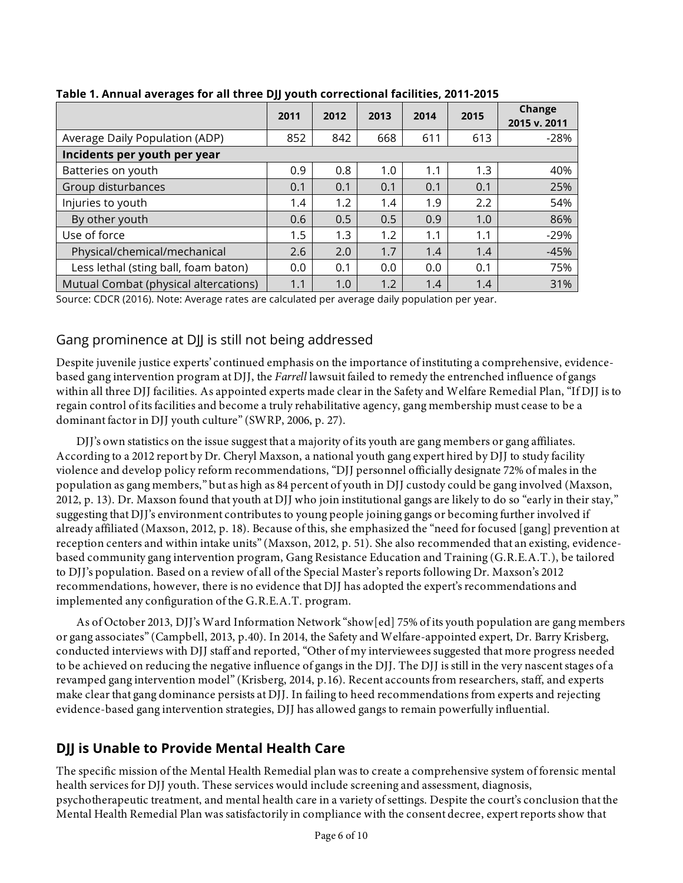**Table 1. Annual averages for all three DJJ youth correctional facilities, 2011-2015**

| | 2011 | 2012 | 2013 | 2014 | 2015 | Change 2015 v. 2011 |
|---|---|---|---|---|---|---|
| Average Daily Population (ADP) | 852 | 842 | 668 | 611 | 613 | -28% |
| **Incidents per youth per year** | | | | | | |
| Batteries on youth | 0.9 | 0.8 | 1.0 | 1.1 | 1.3 | 40% |
| Group disturbances | 0.1 | 0.1 | 0.1 | 0.1 | 0.1 | 25% |
| Injuries to youth | 1.4 | 1.2 | 1.4 | 1.9 | 2.2 | 54% |
| By other youth | 0.6 | 0.5 | 0.5 | 0.9 | 1.0 | 86% |
| Use of force | 1.5 | 1.3 | 1.2 | 1.1 | 1.1 | -29% |
| Physical/chemical/mechanical | 2.6 | 2.0 | 1.7 | 1.4 | 1.4 | -45% |
| Less lethal (sting ball, foam baton) | 0.0 | 0.1 | 0.0 | 0.0 | 0.1 | 75% |
| Mutual Combat (physical altercations) | 1.1 | 1.0 | 1.2 | 1.4 | 1.4 | 31% |

Source: CDCR (2016). Note: Average rates are calculated per average daily population per year.

## Gang prominence at DJJ is still not being addressed

Despite juvenile justice experts' continued emphasis on the importance of instituting a comprehensive, evidence-based gang intervention program at DJJ, the *Farrell* lawsuit failed to remedy the entrenched influence of gangs within all three DJJ facilities. As appointed experts made clear in the Safety and Welfare Remedial Plan, "If DJJ is to regain control of its facilities and become a truly rehabilitative agency, gang membership must cease to be a dominant factor in DJJ youth culture" (SWRP, 2006, p. 27).

DJJ's own statistics on the issue suggest that a majority of its youth are gang members or gang affiliates. According to a 2012 report by Dr. Cheryl Maxson, a national youth gang expert hired by DJJ to study facility violence and develop policy reform recommendations, "DJJ personnel officially designate 72% of males in the population as gang members," but as high as 84 percent of youth in DJJ custody could be gang involved (Maxson, 2012, p. 13). Dr. Maxson found that youth at DJJ who join institutional gangs are likely to do so "early in their stay," suggesting that DJJ's environment contributes to young people joining gangs or becoming further involved if already affiliated (Maxson, 2012, p. 18). Because of this, she emphasized the "need for focused [gang] prevention at reception centers and within intake units" (Maxson, 2012, p. 51). She also recommended that an existing, evidence-based community gang intervention program, Gang Resistance Education and Training (G.R.E.A.T.), be tailored to DJJ's population. Based on a review of all of the Special Master's reports following Dr. Maxson's 2012 recommendations, however, there is no evidence that DJJ has adopted the expert's recommendations and implemented any configuration of the G.R.E.A.T. program.

As of October 2013, DJJ's Ward Information Network "show[ed] 75% of its youth population are gang members or gang associates" (Campbell, 2013, p.40). In 2014, the Safety and Welfare-appointed expert, Dr. Barry Krisberg, conducted interviews with DJJ staff and reported, "Other of my interviewees suggested that more progress needed to be achieved on reducing the negative influence of gangs in the DJJ. The DJJ is still in the very nascent stages of a revamped gang intervention model" (Krisberg, 2014, p.16). Recent accounts from researchers, staff, and experts make clear that gang dominance persists at DJJ. In failing to heed recommendations from experts and rejecting evidence-based gang intervention strategies, DJJ has allowed gangs to remain powerfully influential.

## DJJ is Unable to Provide Mental Health Care

The specific mission of the Mental Health Remedial plan was to create a comprehensive system of forensic mental health services for DJJ youth. These services would include screening and assessment, diagnosis, psychotherapeutic treatment, and mental health care in a variety of settings. Despite the court's conclusion that the Mental Health Remedial Plan was satisfactorily in compliance with the consent decree, expert reports show that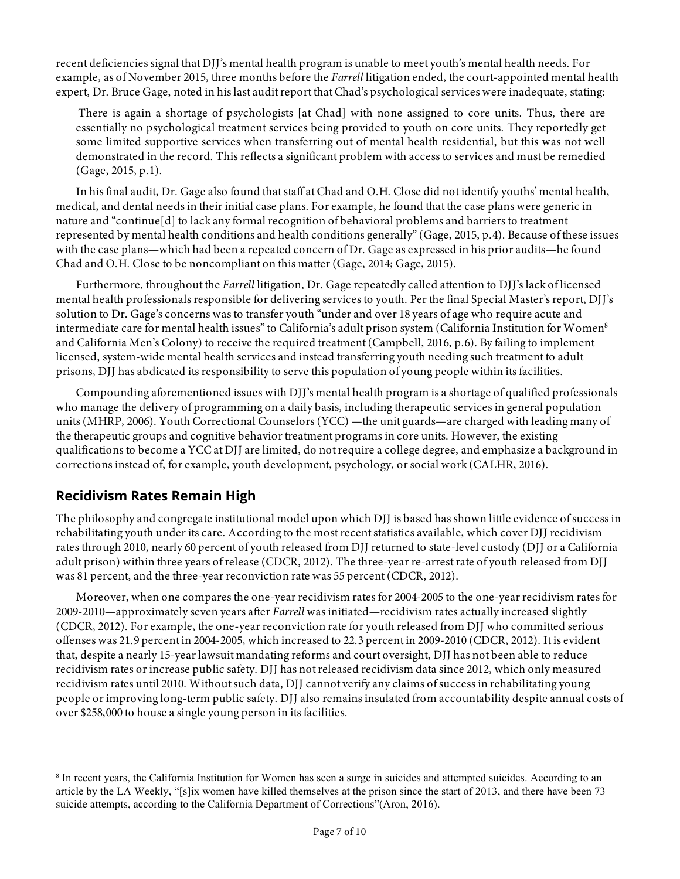recent deficiencies signal that DJJ's mental health program is unable to meet youth's mental health needs. For example, as of November 2015, three months before the *Farrell* litigation ended, the court-appointed mental health expert, Dr. Bruce Gage, noted in his last audit report that Chad's psychological services were inadequate, stating:

> There is again a shortage of psychologists [at Chad] with none assigned to core units. Thus, there are essentially no psychological treatment services being provided to youth on core units. They reportedly get some limited supportive services when transferring out of mental health residential, but this was not well demonstrated in the record. This reflects a significant problem with access to services and must be remedied (Gage, 2015, p.1).

In his final audit, Dr. Gage also found that staff at Chad and O.H. Close did not identify youths' mental health, medical, and dental needs in their initial case plans. For example, he found that the case plans were generic in nature and "continue[d] to lack any formal recognition of behavioral problems and barriers to treatment represented by mental health conditions and health conditions generally" (Gage, 2015, p.4). Because of these issues with the case plans—which had been a repeated concern of Dr. Gage as expressed in his prior audits—he found Chad and O.H. Close to be noncompliant on this matter (Gage, 2014; Gage, 2015).

Furthermore, throughout the *Farrell* litigation, Dr. Gage repeatedly called attention to DJJ's lack of licensed mental health professionals responsible for delivering services to youth. Per the final Special Master's report, DJJ's solution to Dr. Gage's concerns was to transfer youth "under and over 18 years of age who require acute and intermediate care for mental health issues" to California's adult prison system (California Institution for Women[8] and California Men's Colony) to receive the required treatment (Campbell, 2016, p.6). By failing to implement licensed, system-wide mental health services and instead transferring youth needing such treatment to adult prisons, DJJ has abdicated its responsibility to serve this population of young people within its facilities.

Compounding aforementioned issues with DJJ's mental health program is a shortage of qualified professionals who manage the delivery of programming on a daily basis, including therapeutic services in general population units (MHRP, 2006). Youth Correctional Counselors (YCC) —the unit guards—are charged with leading many of the therapeutic groups and cognitive behavior treatment programs in core units. However, the existing qualifications to become a YCC at DJJ are limited, do not require a college degree, and emphasize a background in corrections instead of, for example, youth development, psychology, or social work (CALHR, 2016).

## Recidivism Rates Remain High

The philosophy and congregate institutional model upon which DJJ is based has shown little evidence of success in rehabilitating youth under its care. According to the most recent statistics available, which cover DJJ recidivism rates through 2010, nearly 60 percent of youth released from DJJ returned to state-level custody (DJJ or a California adult prison) within three years of release (CDCR, 2012). The three-year re-arrest rate of youth released from DJJ was 81 percent, and the three-year reconviction rate was 55 percent (CDCR, 2012).

Moreover, when one compares the one-year recidivism rates for 2004-2005 to the one-year recidivism rates for 2009-2010—approximately seven years after *Farrell* was initiated—recidivism rates actually increased slightly (CDCR, 2012). For example, the one-year reconviction rate for youth released from DJJ who committed serious offenses was 21.9 percent in 2004-2005, which increased to 22.3 percent in 2009-2010 (CDCR, 2012). It is evident that, despite a nearly 15-year lawsuit mandating reforms and court oversight, DJJ has not been able to reduce recidivism rates or increase public safety. DJJ has not released recidivism data since 2012, which only measured recidivism rates until 2010. Without such data, DJJ cannot verify any claims of success in rehabilitating young people or improving long-term public safety. DJJ also remains insulated from accountability despite annual costs of over $258,000 to house a single young person in its facilities.

---

[8] In recent years, the California Institution for Women has seen a surge in suicides and attempted suicides. According to an article by the LA Weekly, "[s]ix women have killed themselves at the prison since the start of 2013, and there have been 73 suicide attempts, according to the California Department of Corrections"(Aron, 2016).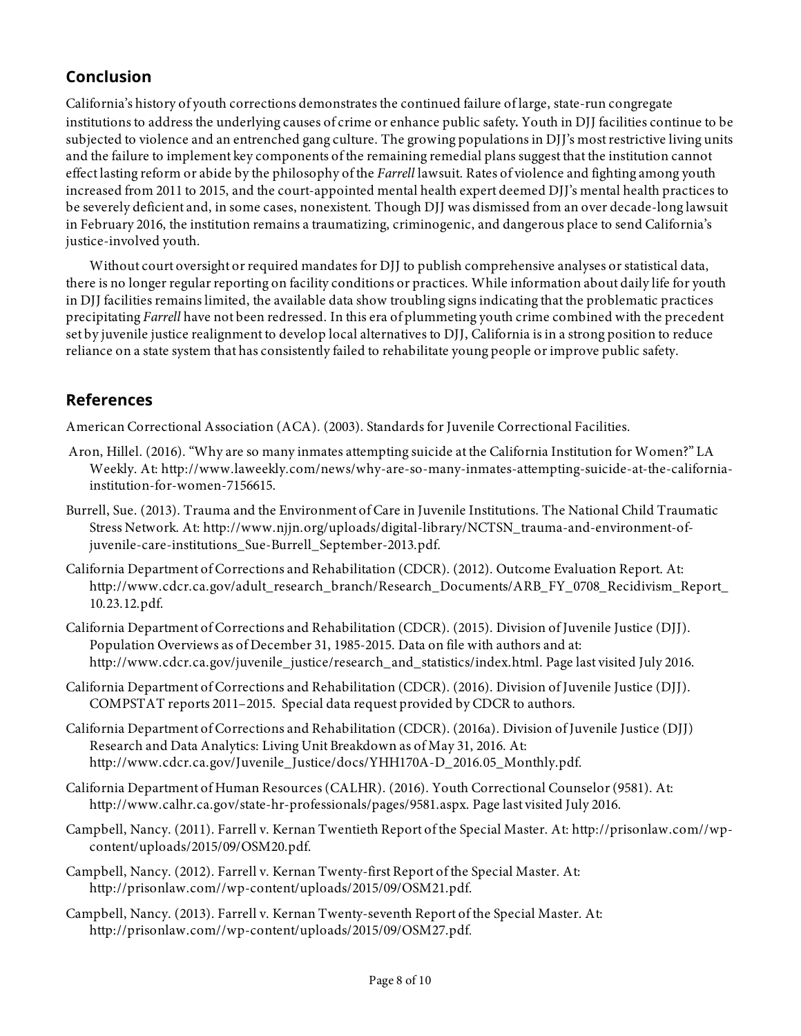## Conclusion

California's history of youth corrections demonstrates the continued failure of large, state-run congregate institutions to address the underlying causes of crime or enhance public safety. Youth in DJJ facilities continue to be subjected to violence and an entrenched gang culture. The growing populations in DJJ's most restrictive living units and the failure to implement key components of the remaining remedial plans suggest that the institution cannot effect lasting reform or abide by the philosophy of the *Farrell* lawsuit. Rates of violence and fighting among youth increased from 2011 to 2015, and the court-appointed mental health expert deemed DJJ's mental health practices to be severely deficient and, in some cases, nonexistent. Though DJJ was dismissed from an over decade-long lawsuit in February 2016, the institution remains a traumatizing, criminogenic, and dangerous place to send California's justice-involved youth.

Without court oversight or required mandates for DJJ to publish comprehensive analyses or statistical data, there is no longer regular reporting on facility conditions or practices. While information about daily life for youth in DJJ facilities remains limited, the available data show troubling signs indicating that the problematic practices precipitating *Farrell* have not been redressed. In this era of plummeting youth crime combined with the precedent set by juvenile justice realignment to develop local alternatives to DJJ, California is in a strong position to reduce reliance on a state system that has consistently failed to rehabilitate young people or improve public safety.

## References

American Correctional Association (ACA). (2003). Standards for Juvenile Correctional Facilities.

Aron, Hillel. (2016). "Why are so many inmates attempting suicide at the California Institution for Women?" LA Weekly. At: http://www.laweekly.com/news/why-are-so-many-inmates-attempting-suicide-at-the-california-institution-for-women-7156615.

Burrell, Sue. (2013). Trauma and the Environment of Care in Juvenile Institutions. The National Child Traumatic Stress Network. At: http://www.njjn.org/uploads/digital-library/NCTSN_trauma-and-environment-of-juvenile-care-institutions_Sue-Burrell_September-2013.pdf.

California Department of Corrections and Rehabilitation (CDCR). (2012). Outcome Evaluation Report. At: http://www.cdcr.ca.gov/adult_research_branch/Research_Documents/ARB_FY_0708_Recidivism_Report_10.23.12.pdf.

California Department of Corrections and Rehabilitation (CDCR). (2015). Division of Juvenile Justice (DJJ). Population Overviews as of December 31, 1985-2015. Data on file with authors and at: http://www.cdcr.ca.gov/juvenile_justice/research_and_statistics/index.html. Page last visited July 2016.

California Department of Corrections and Rehabilitation (CDCR). (2016). Division of Juvenile Justice (DJJ). COMPSTAT reports 2011–2015. Special data request provided by CDCR to authors.

California Department of Corrections and Rehabilitation (CDCR). (2016a). Division of Juvenile Justice (DJJ) Research and Data Analytics: Living Unit Breakdown as of May 31, 2016. At: http://www.cdcr.ca.gov/Juvenile_Justice/docs/YHH170A-D_2016.05_Monthly.pdf.

California Department of Human Resources (CALHR). (2016). Youth Correctional Counselor (9581). At: http://www.calhr.ca.gov/state-hr-professionals/pages/9581.aspx. Page last visited July 2016.

Campbell, Nancy. (2011). Farrell v. Kernan Twentieth Report of the Special Master. At: http://prisonlaw.com//wp-content/uploads/2015/09/OSM20.pdf.

Campbell, Nancy. (2012). Farrell v. Kernan Twenty-first Report of the Special Master. At: http://prisonlaw.com//wp-content/uploads/2015/09/OSM21.pdf.

Campbell, Nancy. (2013). Farrell v. Kernan Twenty-seventh Report of the Special Master. At: http://prisonlaw.com//wp-content/uploads/2015/09/OSM27.pdf.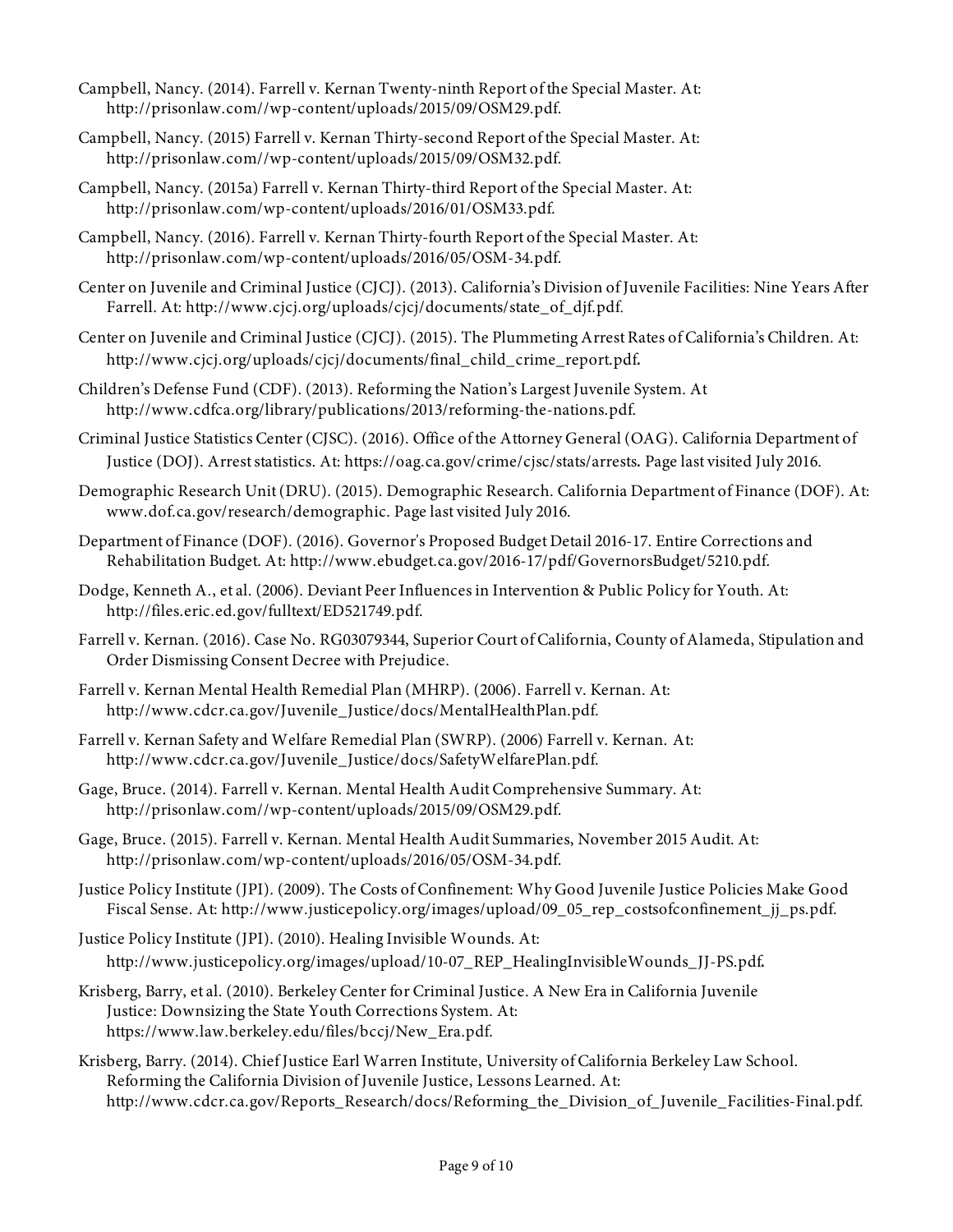Campbell, Nancy. (2014). Farrell v. Kernan Twenty-ninth Report of the Special Master. At: http://prisonlaw.com//wp-content/uploads/2015/09/OSM29.pdf.

Campbell, Nancy. (2015) Farrell v. Kernan Thirty-second Report of the Special Master. At: http://prisonlaw.com//wp-content/uploads/2015/09/OSM32.pdf.

Campbell, Nancy. (2015a) Farrell v. Kernan Thirty-third Report of the Special Master. At: http://prisonlaw.com/wp-content/uploads/2016/01/OSM33.pdf.

Campbell, Nancy. (2016). Farrell v. Kernan Thirty-fourth Report of the Special Master. At: http://prisonlaw.com/wp-content/uploads/2016/05/OSM-34.pdf.

Center on Juvenile and Criminal Justice (CJCJ). (2013). California's Division of Juvenile Facilities: Nine Years After Farrell. At: http://www.cjcj.org/uploads/cjcj/documents/state_of_djf.pdf.

Center on Juvenile and Criminal Justice (CJCJ). (2015). The Plummeting Arrest Rates of California's Children. At: http://www.cjcj.org/uploads/cjcj/documents/final_child_crime_report.pdf.

Children's Defense Fund (CDF). (2013). Reforming the Nation's Largest Juvenile System. At http://www.cdfca.org/library/publications/2013/reforming-the-nations.pdf.

Criminal Justice Statistics Center (CJSC). (2016). Office of the Attorney General (OAG). California Department of Justice (DOJ). Arrest statistics. At: https://oag.ca.gov/crime/cjsc/stats/arrests. Page last visited July 2016.

Demographic Research Unit (DRU). (2015). Demographic Research. California Department of Finance (DOF). At: www.dof.ca.gov/research/demographic. Page last visited July 2016.

Department of Finance (DOF). (2016). Governor's Proposed Budget Detail 2016-17. Entire Corrections and Rehabilitation Budget. At: http://www.ebudget.ca.gov/2016-17/pdf/GovernorsBudget/5210.pdf.

Dodge, Kenneth A., et al. (2006). Deviant Peer Influences in Intervention & Public Policy for Youth. At: http://files.eric.ed.gov/fulltext/ED521749.pdf.

Farrell v. Kernan. (2016). Case No. RG03079344, Superior Court of California, County of Alameda, Stipulation and Order Dismissing Consent Decree with Prejudice.

Farrell v. Kernan Mental Health Remedial Plan (MHRP). (2006). Farrell v. Kernan. At: http://www.cdcr.ca.gov/Juvenile_Justice/docs/MentalHealthPlan.pdf.

Farrell v. Kernan Safety and Welfare Remedial Plan (SWRP). (2006) Farrell v. Kernan. At: http://www.cdcr.ca.gov/Juvenile_Justice/docs/SafetyWelfarePlan.pdf.

Gage, Bruce. (2014). Farrell v. Kernan. Mental Health Audit Comprehensive Summary. At: http://prisonlaw.com//wp-content/uploads/2015/09/OSM29.pdf.

Gage, Bruce. (2015). Farrell v. Kernan. Mental Health Audit Summaries, November 2015 Audit. At: http://prisonlaw.com/wp-content/uploads/2016/05/OSM-34.pdf.

Justice Policy Institute (JPI). (2009). The Costs of Confinement: Why Good Juvenile Justice Policies Make Good Fiscal Sense. At: http://www.justicepolicy.org/images/upload/09_05_rep_costsofconfinement_jj_ps.pdf.

Justice Policy Institute (JPI). (2010). Healing Invisible Wounds. At: http://www.justicepolicy.org/images/upload/10-07_REP_HealingInvisibleWounds_JJ-PS.pdf.

Krisberg, Barry, et al. (2010). Berkeley Center for Criminal Justice. A New Era in California Juvenile Justice: Downsizing the State Youth Corrections System. At: https://www.law.berkeley.edu/files/bccj/New_Era.pdf.

Krisberg, Barry. (2014). Chief Justice Earl Warren Institute, University of California Berkeley Law School. Reforming the California Division of Juvenile Justice, Lessons Learned. At: http://www.cdcr.ca.gov/Reports_Research/docs/Reforming_the_Division_of_Juvenile_Facilities-Final.pdf.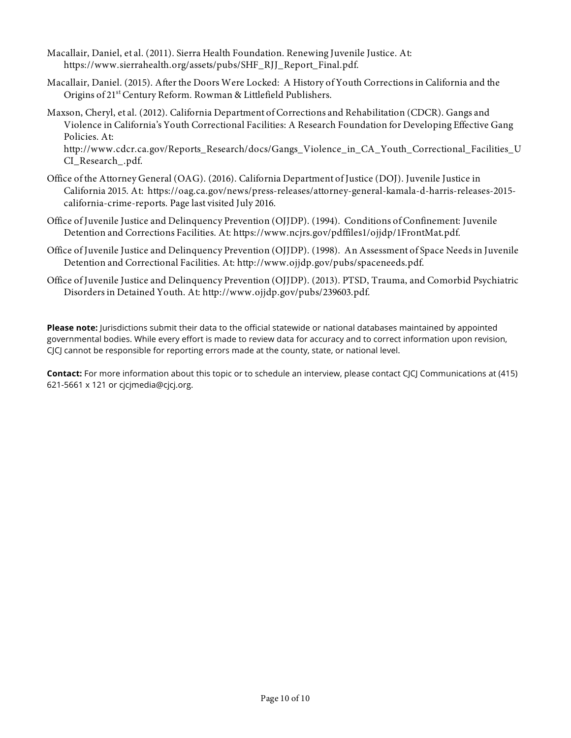Macallair, Daniel, et al. (2011). Sierra Health Foundation. Renewing Juvenile Justice. At: https://www.sierrahealth.org/assets/pubs/SHF_RJJ_Report_Final.pdf.

Macallair, Daniel. (2015). After the Doors Were Locked: A History of Youth Corrections in California and the Origins of 21st Century Reform. Rowman & Littlefield Publishers.

Maxson, Cheryl, et al. (2012). California Department of Corrections and Rehabilitation (CDCR). Gangs and Violence in California's Youth Correctional Facilities: A Research Foundation for Developing Effective Gang Policies. At: http://www.cdcr.ca.gov/Reports_Research/docs/Gangs_Violence_in_CA_Youth_Correctional_Facilities_UCI_Research_.pdf.

Office of the Attorney General (OAG). (2016). California Department of Justice (DOJ). Juvenile Justice in California 2015. At: https://oag.ca.gov/news/press-releases/attorney-general-kamala-d-harris-releases-2015-california-crime-reports. Page last visited July 2016.

Office of Juvenile Justice and Delinquency Prevention (OJJDP). (1994). Conditions of Confinement: Juvenile Detention and Corrections Facilities. At: https://www.ncjrs.gov/pdffiles1/ojjdp/1FrontMat.pdf.

Office of Juvenile Justice and Delinquency Prevention (OJJDP). (1998). An Assessment of Space Needs in Juvenile Detention and Correctional Facilities. At: http://www.ojjdp.gov/pubs/spaceneeds.pdf.

Office of Juvenile Justice and Delinquency Prevention (OJJDP). (2013). PTSD, Trauma, and Comorbid Psychiatric Disorders in Detained Youth. At: http://www.ojjdp.gov/pubs/239603.pdf.

**Please note:** Jurisdictions submit their data to the official statewide or national databases maintained by appointed governmental bodies. While every effort is made to review data for accuracy and to correct information upon revision, CJCJ cannot be responsible for reporting errors made at the county, state, or national level.

**Contact:** For more information about this topic or to schedule an interview, please contact CJCJ Communications at (415) 621-5661 x 121 or cjcjmedia@cjcj.org.